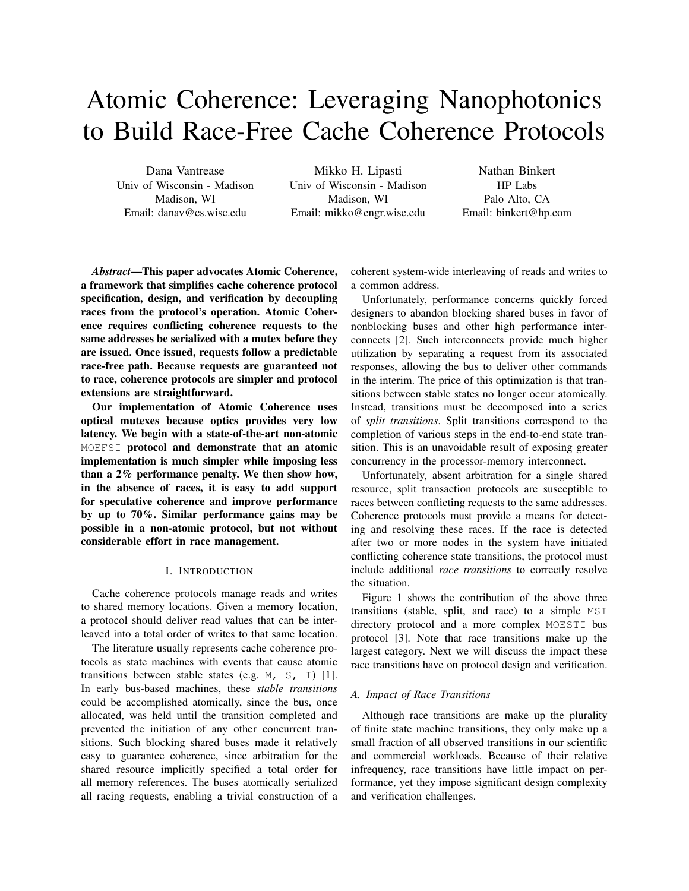# Atomic Coherence: Leveraging Nanophotonics to Build Race-Free Cache Coherence Protocols

Dana Vantrease
Univ of Wisconsin - Madison
Madison, WI
Email: danav@cs.wisc.edu

Mikko H. Lipasti
Univ of Wisconsin - Madison
Madison, WI
Email: mikko@engr.wisc.edu

Nathan Binkert
HP Labs
Palo Alto, CA
Email: binkert@hp.com

***Abstract*—This paper advocates Atomic Coherence, a framework that simplifies cache coherence protocol specification, design, and verification by decoupling races from the protocol's operation. Atomic Coherence requires conflicting coherence requests to the same addresses be serialized with a mutex before they are issued. Once issued, requests follow a predictable race-free path. Because requests are guaranteed not to race, coherence protocols are simpler and protocol extensions are straightforward.**

**Our implementation of Atomic Coherence uses optical mutexes because optics provides very low latency. We begin with a state-of-the-art non-atomic `MOEFSI` protocol and demonstrate that an atomic implementation is much simpler while imposing less than a 2% performance penalty. We then show how, in the absence of races, it is easy to add support for speculative coherence and improve performance by up to 70%. Similar performance gains may be possible in a non-atomic protocol, but not without considerable effort in race management.**

## I. Introduction

Cache coherence protocols manage reads and writes to shared memory locations. Given a memory location, a protocol should deliver read values that can be interleaved into a total order of writes to that same location.

The literature usually represents cache coherence protocols as state machines with events that cause atomic transitions between stable states (e.g. `M, S, I`) [1]. In early bus-based machines, these *stable transitions* could be accomplished atomically, since the bus, once allocated, was held until the transition completed and prevented the initiation of any other concurrent transitions. Such blocking shared buses made it relatively easy to guarantee coherence, since arbitration for the shared resource implicitly specified a total order for all memory references. The buses atomically serialized all racing requests, enabling a trivial construction of a coherent system-wide interleaving of reads and writes to a common address.

Unfortunately, performance concerns quickly forced designers to abandon blocking shared buses in favor of nonblocking buses and other high performance interconnects [2]. Such interconnects provide much higher utilization by separating a request from its associated responses, allowing the bus to deliver other commands in the interim. The price of this optimization is that transitions between stable states no longer occur atomically. Instead, transitions must be decomposed into a series of *split transitions*. Split transitions correspond to the completion of various steps in the end-to-end state transition. This is an unavoidable result of exposing greater concurrency in the processor-memory interconnect.

Unfortunately, absent arbitration for a single shared resource, split transaction protocols are susceptible to races between conflicting requests to the same addresses. Coherence protocols must provide a means for detecting and resolving these races. If the race is detected after two or more nodes in the system have initiated conflicting coherence state transitions, the protocol must include additional *race transitions* to correctly resolve the situation.

Figure 1 shows the contribution of the above three transitions (stable, split, and race) to a simple `MSI` directory protocol and a more complex `MOESTI` bus protocol [3]. Note that race transitions make up the largest category. Next we will discuss the impact these race transitions have on protocol design and verification.

### A. Impact of Race Transitions

Although race transitions are make up the plurality of finite state machine transitions, they only make up a small fraction of all observed transitions in our scientific and commercial workloads. Because of their relative infrequency, race transitions have little impact on performance, yet they impose significant design complexity and verification challenges.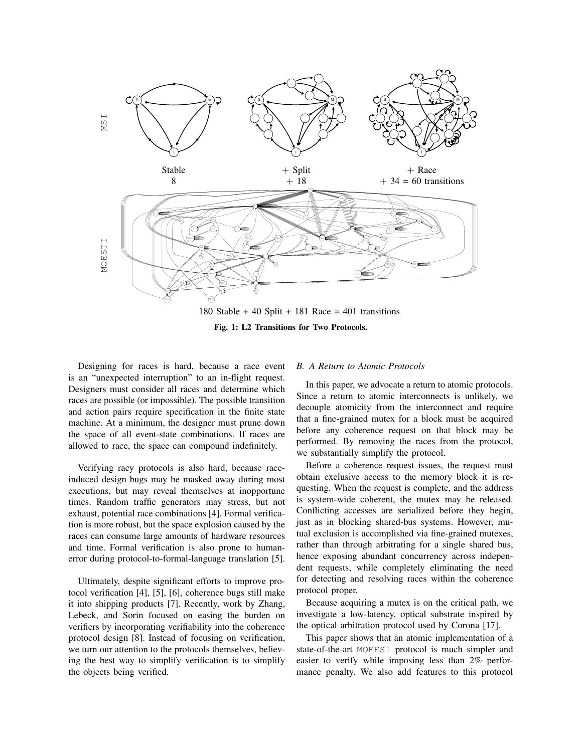MSI

Stable
8

+ Split
+ 18

+ Race
+ 34 = 60 transitions

MOESTI

180 Stable + 40 Split + 181 Race = 401 transitions

**Fig. 1: L2 Transitions for Two Protocols.**

Designing for races is hard, because a race event is an "unexpected interruption" to an in-flight request. Designers must consider all races and determine which races are possible (or impossible). The possible transition and action pairs require specification in the finite state machine. At a minimum, the designer must prune down the space of all event-state combinations. If races are allowed to race, the space can compound indefinitely.

Verifying racy protocols is also hard, because race-induced design bugs may be masked away during most executions, but may reveal themselves at inopportune times. Random traffic generators may stress, but not exhaust, potential race combinations [4]. Formal verification is more robust, but the space explosion caused by the races can consume large amounts of hardware resources and time. Formal verification is also prone to human-error during protocol-to-formal-language translation [5].

Ultimately, despite significant efforts to improve protocol verification [4], [5], [6], coherence bugs still make it into shipping products [7]. Recently, work by Zhang, Lebeck, and Sorin focused on easing the burden on verifiers by incorporating verifiability into the coherence protocol design [8]. Instead of focusing on verification, we turn our attention to the protocols themselves, believing the best way to simplify verification is to simplify the objects being verified.

### *B. A Return to Atomic Protocols*

In this paper, we advocate a return to atomic protocols. Since a return to atomic interconnects is unlikely, we decouple atomicity from the interconnect and require that a fine-grained mutex for a block must be acquired before any coherence request on that block may be performed. By removing the races from the protocol, we substantially simplify the protocol.

Before a coherence request issues, the request must obtain exclusive access to the memory block it is requesting. When the request is complete, and the address is system-wide coherent, the mutex may be released. Conflicting accesses are serialized before they begin, just as in blocking shared-bus systems. However, mutual exclusion is accomplished via fine-grained mutexes, rather than through arbitrating for a single shared bus, hence exposing abundant concurrency across independent requests, while completely eliminating the need for detecting and resolving races within the coherence protocol proper.

Because acquiring a mutex is on the critical path, we investigate a low-latency, optical substrate inspired by the optical arbitration protocol used by Corona [17].

This paper shows that an atomic implementation of a state-of-the-art MOEFSI protocol is much simpler and easier to verify while imposing less than 2% performance penalty. We also add features to this protocol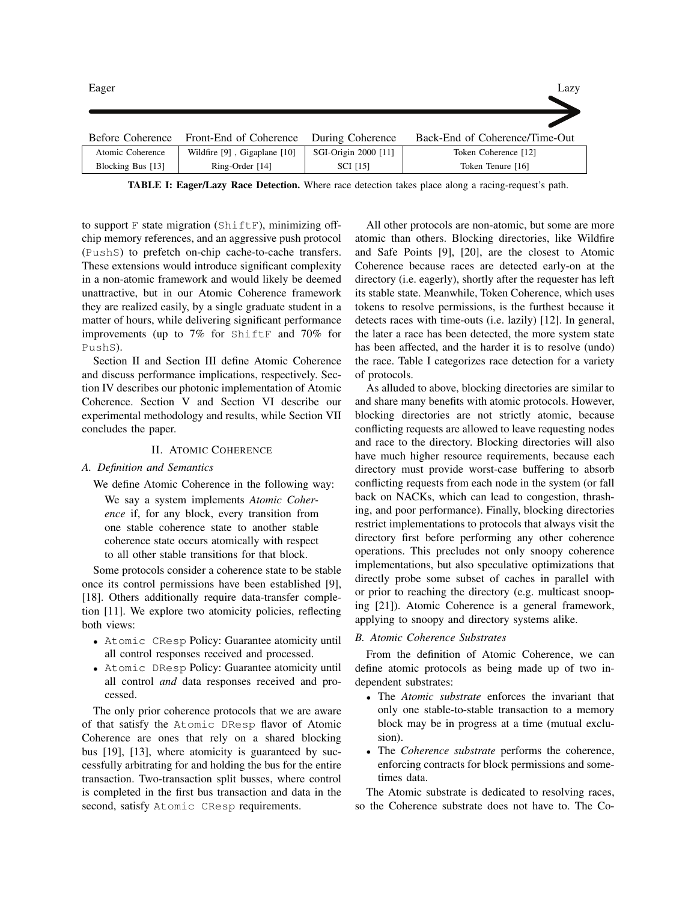Eager → Lazy

| Before Coherence | Front-End of Coherence | During Coherence | Back-End of Coherence/Time-Out |
|---|---|---|---|
| Atomic Coherence | Wildfire [9] , Gigaplane [10] | SGI-Origin 2000 [11] | Token Coherence [12] |
| Blocking Bus [13] | Ring-Order [14] | SCI [15] | Token Tenure [16] |

**TABLE I: Eager/Lazy Race Detection.** Where race detection takes place along a racing-request's path.

to support F state migration (ShiftF), minimizing off-chip memory references, and an aggressive push protocol (PushS) to prefetch on-chip cache-to-cache transfers. These extensions would introduce significant complexity in a non-atomic framework and would likely be deemed unattractive, but in our Atomic Coherence framework they are realized easily, by a single graduate student in a matter of hours, while delivering significant performance improvements (up to 7% for ShiftF and 70% for PushS).

Section II and Section III define Atomic Coherence and discuss performance implications, respectively. Section IV describes our photonic implementation of Atomic Coherence. Section V and Section VI describe our experimental methodology and results, while Section VII concludes the paper.

## II. Atomic Coherence

### A. Definition and Semantics

We define Atomic Coherence in the following way:

> We say a system implements *Atomic Coherence* if, for any block, every transition from one stable coherence state to another stable coherence state occurs atomically with respect to all other stable transitions for that block.

Some protocols consider a coherence state to be stable once its control permissions have been established [9], [18]. Others additionally require data-transfer completion [11]. We explore two atomicity policies, reflecting both views:

- Atomic CResp Policy: Guarantee atomicity until all control responses received and processed.
- Atomic DResp Policy: Guarantee atomicity until all control *and* data responses received and processed.

The only prior coherence protocols that we are aware of that satisfy the Atomic DResp flavor of Atomic Coherence are ones that rely on a shared blocking bus [19], [13], where atomicity is guaranteed by successfully arbitrating for and holding the bus for the entire transaction. Two-transaction split busses, where control is completed in the first bus transaction and data in the second, satisfy Atomic CResp requirements.

All other protocols are non-atomic, but some are more atomic than others. Blocking directories, like Wildfire and Safe Points [9], [20], are the closest to Atomic Coherence because races are detected early-on at the directory (i.e. eagerly), shortly after the requester has left its stable state. Meanwhile, Token Coherence, which uses tokens to resolve permissions, is the furthest because it detects races with time-outs (i.e. lazily) [12]. In general, the later a race has been detected, the more system state has been affected, and the harder it is to resolve (undo) the race. Table I categorizes race detection for a variety of protocols.

As alluded to above, blocking directories are similar to and share many benefits with atomic protocols. However, blocking directories are not strictly atomic, because conflicting requests are allowed to leave requesting nodes and race to the directory. Blocking directories will also have much higher resource requirements, because each directory must provide worst-case buffering to absorb conflicting requests from each node in the system (or fall back on NACKs, which can lead to congestion, thrashing, and poor performance). Finally, blocking directories restrict implementations to protocols that always visit the directory first before performing any other coherence operations. This precludes not only snoopy coherence implementations, but also speculative optimizations that directly probe some subset of caches in parallel with or prior to reaching the directory (e.g. multicast snooping [21]). Atomic Coherence is a general framework, applying to snoopy and directory systems alike.

### B. Atomic Coherence Substrates

From the definition of Atomic Coherence, we can define atomic protocols as being made up of two independent substrates:

- The *Atomic substrate* enforces the invariant that only one stable-to-stable transaction to a memory block may be in progress at a time (mutual exclusion).
- The *Coherence substrate* performs the coherence, enforcing contracts for block permissions and sometimes data.

The Atomic substrate is dedicated to resolving races, so the Coherence substrate does not have to. The Co-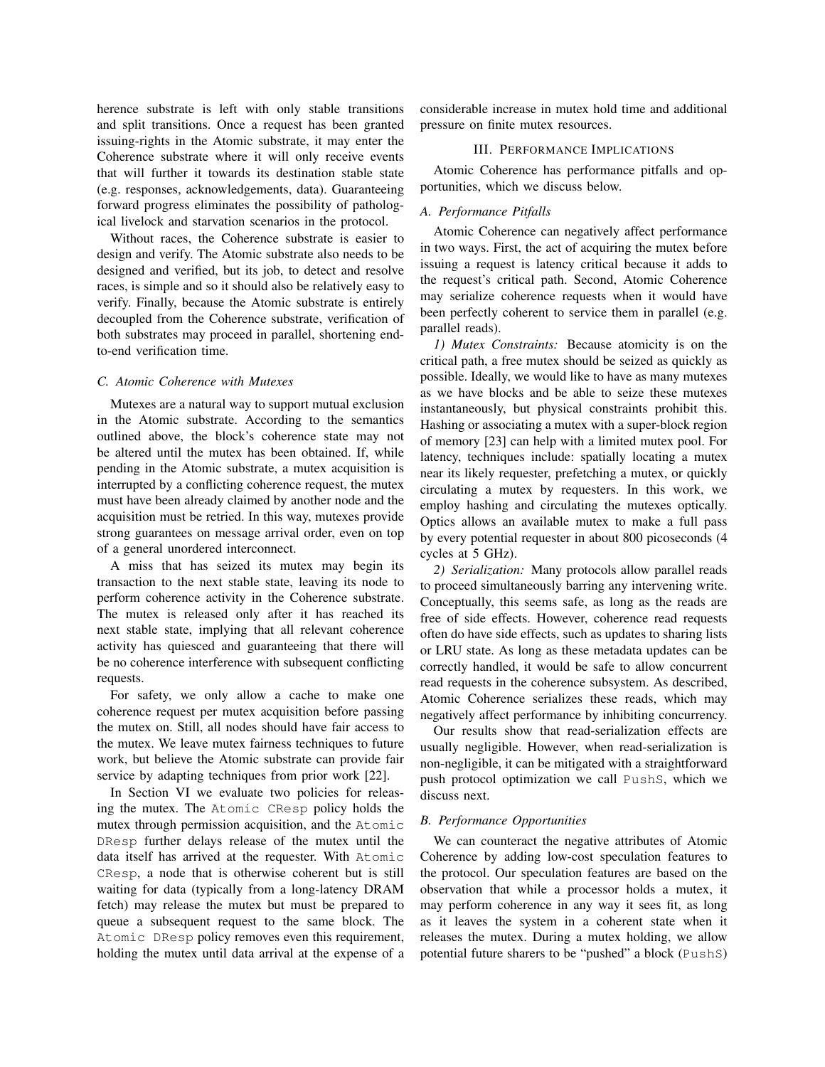herence substrate is left with only stable transitions and split transitions. Once a request has been granted issuing-rights in the Atomic substrate, it may enter the Coherence substrate where it will only receive events that will further it towards its destination stable state (e.g. responses, acknowledgements, data). Guaranteeing forward progress eliminates the possibility of pathological livelock and starvation scenarios in the protocol.

Without races, the Coherence substrate is easier to design and verify. The Atomic substrate also needs to be designed and verified, but its job, to detect and resolve races, is simple and so it should also be relatively easy to verify. Finally, because the Atomic substrate is entirely decoupled from the Coherence substrate, verification of both substrates may proceed in parallel, shortening end-to-end verification time.

### C. Atomic Coherence with Mutexes

Mutexes are a natural way to support mutual exclusion in the Atomic substrate. According to the semantics outlined above, the block's coherence state may not be altered until the mutex has been obtained. If, while pending in the Atomic substrate, a mutex acquisition is interrupted by a conflicting coherence request, the mutex must have been already claimed by another node and the acquisition must be retried. In this way, mutexes provide strong guarantees on message arrival order, even on top of a general unordered interconnect.

A miss that has seized its mutex may begin its transaction to the next stable state, leaving its node to perform coherence activity in the Coherence substrate. The mutex is released only after it has reached its next stable state, implying that all relevant coherence activity has quiesced and guaranteeing that there will be no coherence interference with subsequent conflicting requests.

For safety, we only allow a cache to make one coherence request per mutex acquisition before passing the mutex on. Still, all nodes should have fair access to the mutex. We leave mutex fairness techniques to future work, but believe the Atomic substrate can provide fair service by adapting techniques from prior work [22].

In Section VI we evaluate two policies for releasing the mutex. The `Atomic CResp` policy holds the mutex through permission acquisition, and the `Atomic DResp` further delays release of the mutex until the data itself has arrived at the requester. With `Atomic CResp`, a node that is otherwise coherent but is still waiting for data (typically from a long-latency DRAM fetch) may release the mutex but must be prepared to queue a subsequent request to the same block. The `Atomic DResp` policy removes even this requirement, holding the mutex until data arrival at the expense of a considerable increase in mutex hold time and additional pressure on finite mutex resources.

## III. Performance Implications

Atomic Coherence has performance pitfalls and opportunities, which we discuss below.

### A. Performance Pitfalls

Atomic Coherence can negatively affect performance in two ways. First, the act of acquiring the mutex before issuing a request is latency critical because it adds to the request's critical path. Second, Atomic Coherence may serialize coherence requests when it would have been perfectly coherent to service them in parallel (e.g. parallel reads).

*1) Mutex Constraints:* Because atomicity is on the critical path, a free mutex should be seized as quickly as possible. Ideally, we would like to have as many mutexes as we have blocks and be able to seize these mutexes instantaneously, but physical constraints prohibit this. Hashing or associating a mutex with a super-block region of memory [23] can help with a limited mutex pool. For latency, techniques include: spatially locating a mutex near its likely requester, prefetching a mutex, or quickly circulating a mutex by requesters. In this work, we employ hashing and circulating the mutexes optically. Optics allows an available mutex to make a full pass by every potential requester in about 800 picoseconds (4 cycles at 5 GHz).

*2) Serialization:* Many protocols allow parallel reads to proceed simultaneously barring any intervening write. Conceptually, this seems safe, as long as the reads are free of side effects. However, coherence read requests often do have side effects, such as updates to sharing lists or LRU state. As long as these metadata updates can be correctly handled, it would be safe to allow concurrent read requests in the coherence subsystem. As described, Atomic Coherence serializes these reads, which may negatively affect performance by inhibiting concurrency.

Our results show that read-serialization effects are usually negligible. However, when read-serialization is non-negligible, it can be mitigated with a straightforward push protocol optimization we call `PushS`, which we discuss next.

### B. Performance Opportunities

We can counteract the negative attributes of Atomic Coherence by adding low-cost speculation features to the protocol. Our speculation features are based on the observation that while a processor holds a mutex, it may perform coherence in any way it sees fit, as long as it leaves the system in a coherent state when it releases the mutex. During a mutex holding, we allow potential future sharers to be "pushed" a block (`PushS`)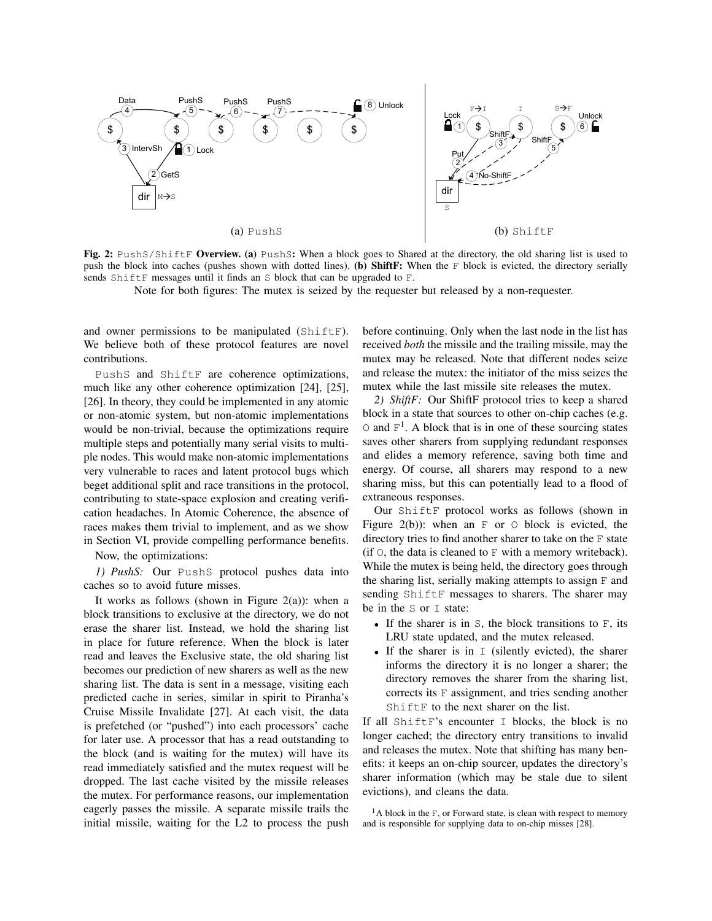Data
4
PushS
5
PushS
6
PushS
7
8 Unlock
$
$
$
$
$
$
3 IntervSh
1 Lock
2 GetS
dir
M→S

(a) PushS

F→I
I
S→F
Lock
1
$
$
$
Unlock
6
ShiftF
3
ShiftF
5
Put
2
4 No-ShiftF
dir
S

(b) ShiftF

**Fig. 2:** PushS/ShiftF **Overview. (a)** PushS**:** When a block goes to Shared at the directory, the old sharing list is used to push the block into caches (pushes shown with dotted lines). **(b) ShiftF:** When the F block is evicted, the directory serially sends ShiftF messages until it finds an S block that can be upgraded to F.

Note for both figures: The mutex is seized by the requester but released by a non-requester.

and owner permissions to be manipulated (ShiftF). We believe both of these protocol features are novel contributions.

PushS and ShiftF are coherence optimizations, much like any other coherence optimization [24], [25], [26]. In theory, they could be implemented in any atomic or non-atomic system, but non-atomic implementations would be non-trivial, because the optimizations require multiple steps and potentially many serial visits to multiple nodes. This would make non-atomic implementations very vulnerable to races and latent protocol bugs which beget additional split and race transitions in the protocol, contributing to state-space explosion and creating verification headaches. In Atomic Coherence, the absence of races makes them trivial to implement, and as we show in Section VI, provide compelling performance benefits.

Now, the optimizations:

*1) PushS:* Our PushS protocol pushes data into caches so to avoid future misses.

It works as follows (shown in Figure 2(a)): when a block transitions to exclusive at the directory, we do not erase the sharer list. Instead, we hold the sharing list in place for future reference. When the block is later read and leaves the Exclusive state, the old sharing list becomes our prediction of new sharers as well as the new sharing list. The data is sent in a message, visiting each predicted cache in series, similar in spirit to Piranha's Cruise Missile Invalidate [27]. At each visit, the data is prefetched (or "pushed") into each processors' cache for later use. A processor that has a read outstanding to the block (and is waiting for the mutex) will have its read immediately satisfied and the mutex request will be dropped. The last cache visited by the missile releases the mutex. For performance reasons, our implementation eagerly passes the missile. A separate missile trails the initial missile, waiting for the L2 to process the push before continuing. Only when the last node in the list has received *both* the missile and the trailing missile, may the mutex may be released. Note that different nodes seize and release the mutex: the initiator of the miss seizes the mutex while the last missile site releases the mutex.

*2) ShiftF:* Our ShiftF protocol tries to keep a shared block in a state that sources to other on-chip caches (e.g. O and F[1]. A block that is in one of these sourcing states saves other sharers from supplying redundant responses and elides a memory reference, saving both time and energy. Of course, all sharers may respond to a new sharing miss, but this can potentially lead to a flood of extraneous responses.

Our ShiftF protocol works as follows (shown in Figure 2(b)): when an F or O block is evicted, the directory tries to find another sharer to take on the F state (if O, the data is cleaned to F with a memory writeback). While the mutex is being held, the directory goes through the sharing list, serially making attempts to assign F and sending ShiftF messages to sharers. The sharer may be in the S or I state:

- If the sharer is in S, the block transitions to F, its LRU state updated, and the mutex released.
- If the sharer is in I (silently evicted), the sharer informs the directory it is no longer a sharer; the directory removes the sharer from the sharing list, corrects its F assignment, and tries sending another ShiftF to the next sharer on the list.

If all ShiftF's encounter I blocks, the block is no longer cached; the directory entry transitions to invalid and releases the mutex. Note that shifting has many benefits: it keeps an on-chip sourcer, updates the directory's sharer information (which may be stale due to silent evictions), and cleans the data.

[1] A block in the F, or Forward state, is clean with respect to memory and is responsible for supplying data to on-chip misses [28].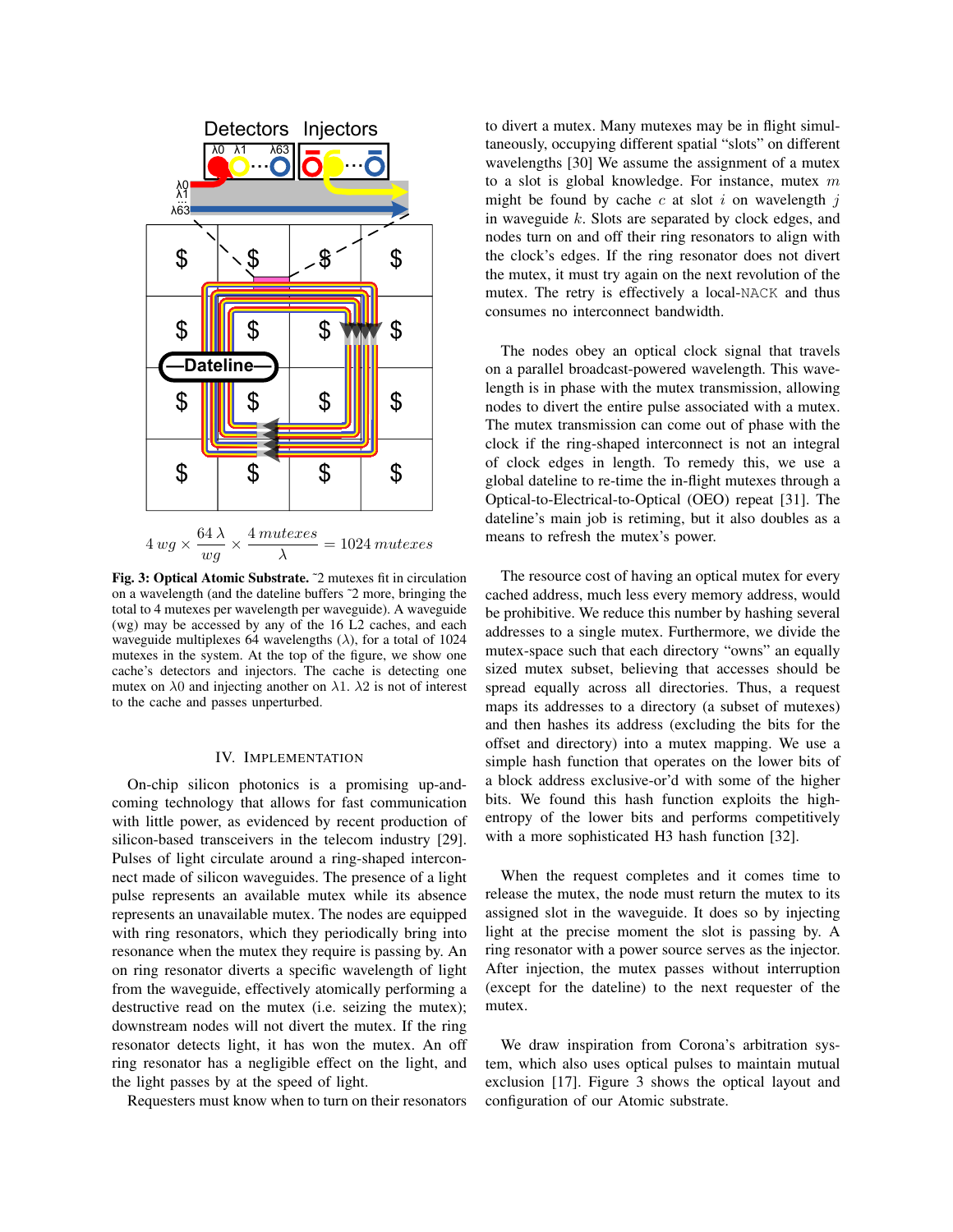Detectors Injectors

λ0 λ1 λ63

λ0
λ1
λ63

Dateline

$$4\,wg \times \frac{64\,\lambda}{wg} \times \frac{4\,mutexes}{\lambda} = 1024\,mutexes$$

**Fig. 3: Optical Atomic Substrate.** ˜2 mutexes fit in circulation on a wavelength (and the dateline buffers ˜2 more, bringing the total to 4 mutexes per wavelength per waveguide). A waveguide (wg) may be accessed by any of the 16 L2 caches, and each waveguide multiplexes 64 wavelengths (λ), for a total of 1024 mutexes in the system. At the top of the figure, we show one cache's detectors and injectors. The cache is detecting one mutex on λ0 and injecting another on λ1. λ2 is not of interest to the cache and passes unperturbed.

## IV. Implementation

On-chip silicon photonics is a promising up-and-coming technology that allows for fast communication with little power, as evidenced by recent production of silicon-based transceivers in the telecom industry [29]. Pulses of light circulate around a ring-shaped interconnect made of silicon waveguides. The presence of a light pulse represents an available mutex while its absence represents an unavailable mutex. The nodes are equipped with ring resonators, which they periodically bring into resonance when the mutex they require is passing by. An on ring resonator diverts a specific wavelength of light from the waveguide, effectively atomically performing a destructive read on the mutex (i.e. seizing the mutex); downstream nodes will not divert the mutex. If the ring resonator detects light, it has won the mutex. An off ring resonator has a negligible effect on the light, and the light passes by at the speed of light.

Requesters must know when to turn on their resonators to divert a mutex. Many mutexes may be in flight simultaneously, occupying different spatial "slots" on different wavelengths [30] We assume the assignment of a mutex to a slot is global knowledge. For instance, mutex $m$ might be found by cache $c$ at slot $i$ on wavelength $j$ in waveguide $k$. Slots are separated by clock edges, and nodes turn on and off their ring resonators to align with the clock's edges. If the ring resonator does not divert the mutex, it must try again on the next revolution of the mutex. The retry is effectively a local-NACK and thus consumes no interconnect bandwidth.

The nodes obey an optical clock signal that travels on a parallel broadcast-powered wavelength. This wavelength is in phase with the mutex transmission, allowing nodes to divert the entire pulse associated with a mutex. The mutex transmission can come out of phase with the clock if the ring-shaped interconnect is not an integral of clock edges in length. To remedy this, we use a global dateline to re-time the in-flight mutexes through a Optical-to-Electrical-to-Optical (OEO) repeat [31]. The dateline's main job is retiming, but it also doubles as a means to refresh the mutex's power.

The resource cost of having an optical mutex for every cached address, much less every memory address, would be prohibitive. We reduce this number by hashing several addresses to a single mutex. Furthermore, we divide the mutex-space such that each directory "owns" an equally sized mutex subset, believing that accesses should be spread equally across all directories. Thus, a request maps its addresses to a directory (a subset of mutexes) and then hashes its address (excluding the bits for the offset and directory) into a mutex mapping. We use a simple hash function that operates on the lower bits of a block address exclusive-or'd with some of the higher bits. We found this hash function exploits the high-entropy of the lower bits and performs competitively with a more sophisticated H3 hash function [32].

When the request completes and it comes time to release the mutex, the node must return the mutex to its assigned slot in the waveguide. It does so by injecting light at the precise moment the slot is passing by. A ring resonator with a power source serves as the injector. After injection, the mutex passes without interruption (except for the dateline) to the next requester of the mutex.

We draw inspiration from Corona's arbitration system, which also uses optical pulses to maintain mutual exclusion [17]. Figure 3 shows the optical layout and configuration of our Atomic substrate.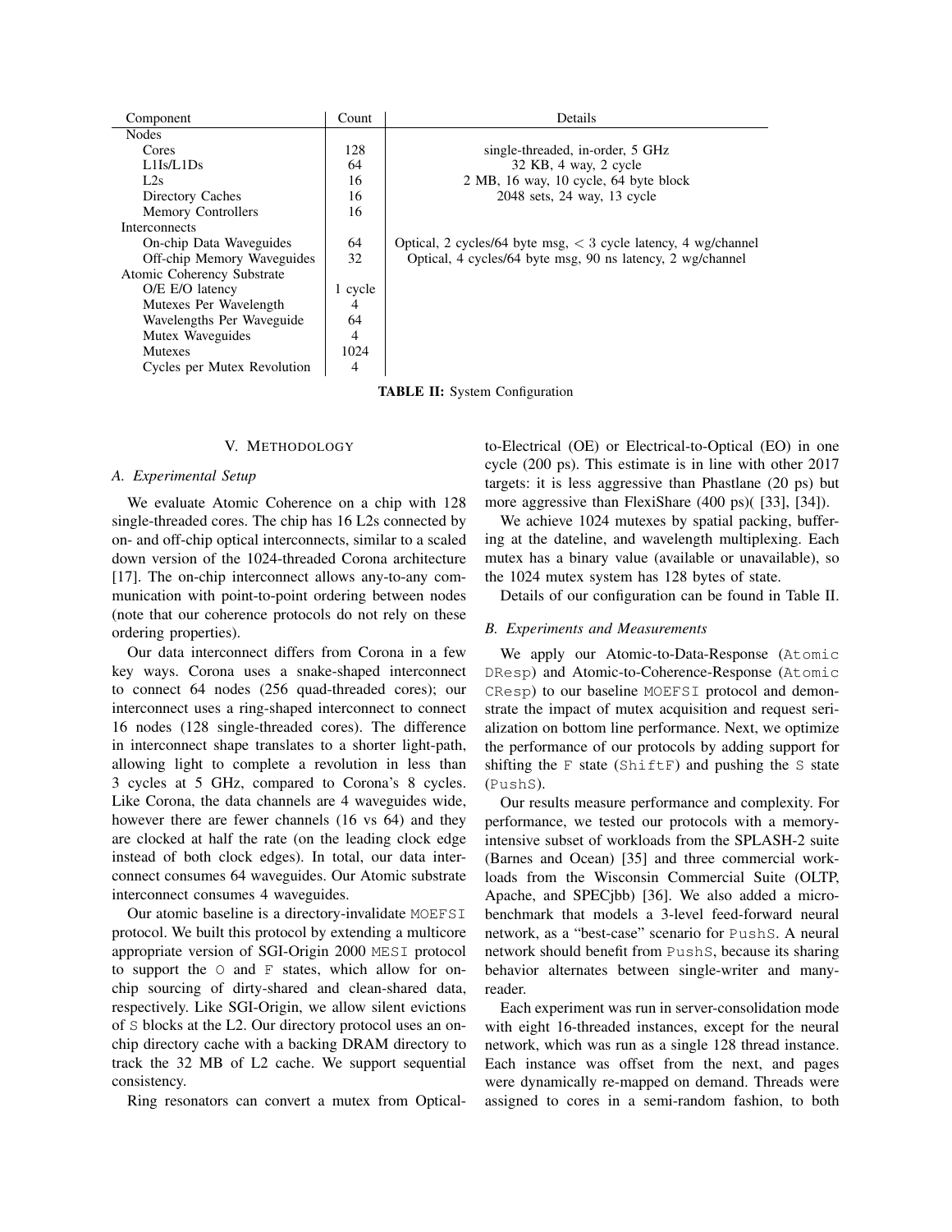| Component | Count | Details |
|---|---|---|
| Nodes | | |
| Cores | 128 | single-threaded, in-order, 5 GHz |
| L1Is/L1Ds | 64 | 32 KB, 4 way, 2 cycle |
| L2s | 16 | 2 MB, 16 way, 10 cycle, 64 byte block |
| Directory Caches | 16 | 2048 sets, 24 way, 13 cycle |
| Memory Controllers | 16 | |
| Interconnects | | |
| On-chip Data Waveguides | 64 | Optical, 2 cycles/64 byte msg, < 3 cycle latency, 4 wg/channel |
| Off-chip Memory Waveguides | 32 | Optical, 4 cycles/64 byte msg, 90 ns latency, 2 wg/channel |
| Atomic Coherency Substrate | | |
| O/E E/O latency | 1 cycle | |
| Mutexes Per Wavelength | 4 | |
| Wavelengths Per Waveguide | 64 | |
| Mutex Waveguides | 4 | |
| Mutexes | 1024 | |
| Cycles per Mutex Revolution | 4 | |

**TABLE II:** System Configuration

## V. Methodology

### A. Experimental Setup

We evaluate Atomic Coherence on a chip with 128 single-threaded cores. The chip has 16 L2s connected by on- and off-chip optical interconnects, similar to a scaled down version of the 1024-threaded Corona architecture [17]. The on-chip interconnect allows any-to-any communication with point-to-point ordering between nodes (note that our coherence protocols do not rely on these ordering properties).

Our data interconnect differs from Corona in a few key ways. Corona uses a snake-shaped interconnect to connect 64 nodes (256 quad-threaded cores); our interconnect uses a ring-shaped interconnect to connect 16 nodes (128 single-threaded cores). The difference in interconnect shape translates to a shorter light-path, allowing light to complete a revolution in less than 3 cycles at 5 GHz, compared to Corona's 8 cycles. Like Corona, the data channels are 4 waveguides wide, however there are fewer channels (16 vs 64) and they are clocked at half the rate (on the leading clock edge instead of both clock edges). In total, our data interconnect consumes 64 waveguides. Our Atomic substrate interconnect consumes 4 waveguides.

Our atomic baseline is a directory-invalidate `MOEFSI` protocol. We built this protocol by extending a multicore appropriate version of SGI-Origin 2000 `MESI` protocol to support the `O` and `F` states, which allow for on-chip sourcing of dirty-shared and clean-shared data, respectively. Like SGI-Origin, we allow silent evictions of `S` blocks at the L2. Our directory protocol uses an on-chip directory cache with a backing DRAM directory to track the 32 MB of L2 cache. We support sequential consistency.

Ring resonators can convert a mutex from Optical-to-Electrical (OE) or Electrical-to-Optical (EO) in one cycle (200 ps). This estimate is in line with other 2017 targets: it is less aggressive than Phastlane (20 ps) but more aggressive than FlexiShare (400 ps)( [33], [34]).

We achieve 1024 mutexes by spatial packing, buffering at the dateline, and wavelength multiplexing. Each mutex has a binary value (available or unavailable), so the 1024 mutex system has 128 bytes of state.

Details of our configuration can be found in Table II.

### B. Experiments and Measurements

We apply our Atomic-to-Data-Response (`Atomic DResp`) and Atomic-to-Coherence-Response (`Atomic CResp`) to our baseline `MOEFSI` protocol and demonstrate the impact of mutex acquisition and request serialization on bottom line performance. Next, we optimize the performance of our protocols by adding support for shifting the `F` state (`ShiftF`) and pushing the `S` state (`PushS`).

Our results measure performance and complexity. For performance, we tested our protocols with a memory-intensive subset of workloads from the SPLASH-2 suite (Barnes and Ocean) [35] and three commercial workloads from the Wisconsin Commercial Suite (OLTP, Apache, and SPECjbb) [36]. We also added a microbenchmark that models a 3-level feed-forward neural network, as a "best-case" scenario for `PushS`. A neural network should benefit from `PushS`, because its sharing behavior alternates between single-writer and many-reader.

Each experiment was run in server-consolidation mode with eight 16-threaded instances, except for the neural network, which was run as a single 128 thread instance. Each instance was offset from the next, and pages were dynamically re-mapped on demand. Threads were assigned to cores in a semi-random fashion, to both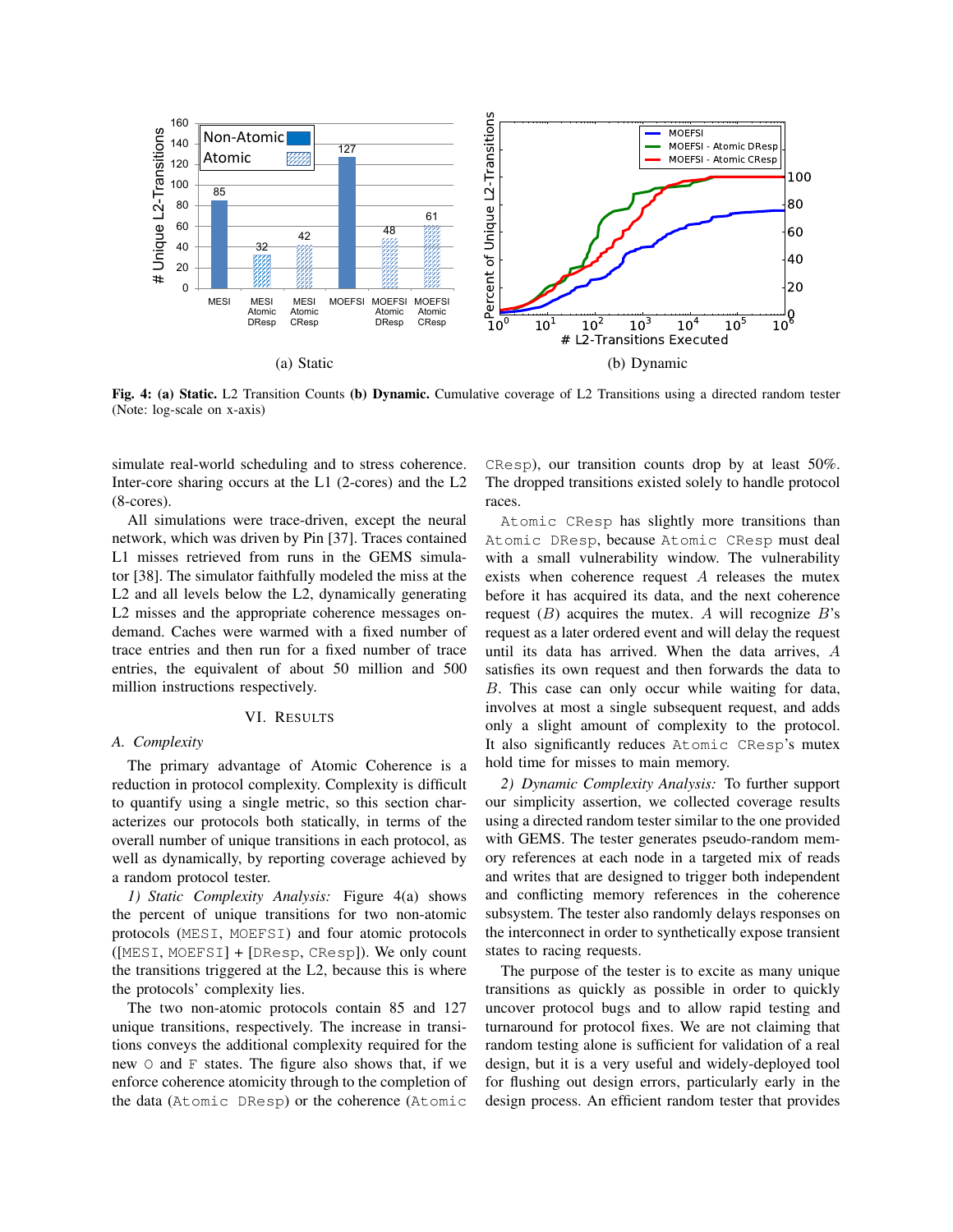(a) Static

(b) Dynamic

**Fig. 4: (a) Static.** L2 Transition Counts **(b) Dynamic.** Cumulative coverage of L2 Transitions using a directed random tester (Note: log-scale on x-axis)

simulate real-world scheduling and to stress coherence. Inter-core sharing occurs at the L1 (2-cores) and the L2 (8-cores).

All simulations were trace-driven, except the neural network, which was driven by Pin [37]. Traces contained L1 misses retrieved from runs in the GEMS simulator [38]. The simulator faithfully modeled the miss at the L2 and all levels below the L2, dynamically generating L2 misses and the appropriate coherence messages on-demand. Caches were warmed with a fixed number of trace entries and then run for a fixed number of trace entries, the equivalent of about 50 million and 500 million instructions respectively.

## VI. Results

### A. Complexity

The primary advantage of Atomic Coherence is a reduction in protocol complexity. Complexity is difficult to quantify using a single metric, so this section characterizes our protocols both statically, in terms of the overall number of unique transitions in each protocol, as well as dynamically, by reporting coverage achieved by a random protocol tester.

*1) Static Complexity Analysis:* Figure 4(a) shows the percent of unique transitions for two non-atomic protocols (MESI, MOEFSI) and four atomic protocols ([MESI, MOEFSI] + [DResp, CResp]). We only count the transitions triggered at the L2, because this is where the protocols' complexity lies.

The two non-atomic protocols contain 85 and 127 unique transitions, respectively. The increase in transitions conveys the additional complexity required for the new O and F states. The figure also shows that, if we enforce coherence atomicity through to the completion of the data (Atomic DResp) or the coherence (Atomic CResp), our transition counts drop by at least 50%. The dropped transitions existed solely to handle protocol races.

Atomic CResp has slightly more transitions than Atomic DResp, because Atomic CResp must deal with a small vulnerability window. The vulnerability exists when coherence request $A$ releases the mutex before it has acquired its data, and the next coherence request ($B$) acquires the mutex. $A$ will recognize $B$'s request as a later ordered event and will delay the request until its data has arrived. When the data arrives, $A$ satisfies its own request and then forwards the data to $B$. This case can only occur while waiting for data, involves at most a single subsequent request, and adds only a slight amount of complexity to the protocol. It also significantly reduces Atomic CResp's mutex hold time for misses to main memory.

*2) Dynamic Complexity Analysis:* To further support our simplicity assertion, we collected coverage results using a directed random tester similar to the one provided with GEMS. The tester generates pseudo-random memory references at each node in a targeted mix of reads and writes that are designed to trigger both independent and conflicting memory references in the coherence subsystem. The tester also randomly delays responses on the interconnect in order to synthetically expose transient states to racing requests.

The purpose of the tester is to excite as many unique transitions as quickly as possible in order to quickly uncover protocol bugs and to allow rapid testing and turnaround for protocol fixes. We are not claiming that random testing alone is sufficient for validation of a real design, but it is a very useful and widely-deployed tool for flushing out design errors, particularly early in the design process. An efficient random tester that provides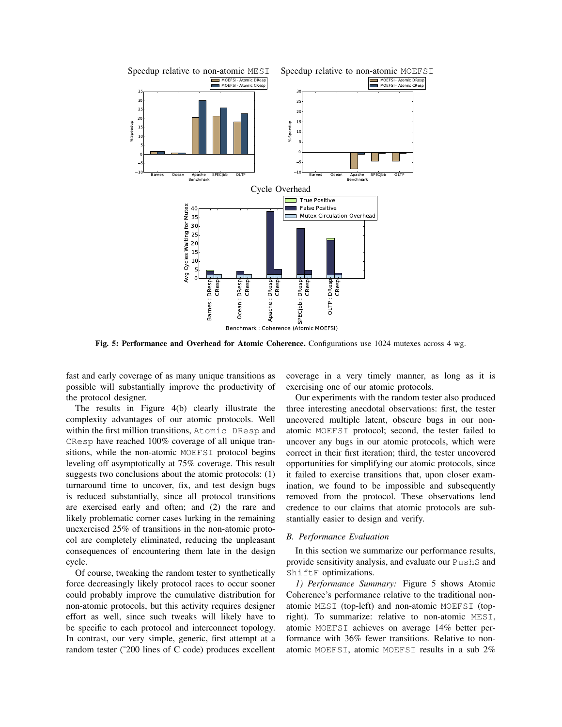**Fig. 5: Performance and Overhead for Atomic Coherence.** Configurations use 1024 mutexes across 4 wg.

fast and early coverage of as many unique transitions as possible will substantially improve the productivity of the protocol designer.

The results in Figure 4(b) clearly illustrate the complexity advantages of our atomic protocols. Well within the first million transitions, Atomic DResp and CResp have reached 100% coverage of all unique transitions, while the non-atomic MOEFSI protocol begins leveling off asymptotically at 75% coverage. This result suggests two conclusions about the atomic protocols: (1) turnaround time to uncover, fix, and test design bugs is reduced substantially, since all protocol transitions are exercised early and often; and (2) the rare and likely problematic corner cases lurking in the remaining unexercised 25% of transitions in the non-atomic protocol are completely eliminated, reducing the unpleasant consequences of encountering them late in the design cycle.

Of course, tweaking the random tester to synthetically force decreasingly likely protocol races to occur sooner could probably improve the cumulative distribution for non-atomic protocols, but this activity requires designer effort as well, since such tweaks will likely have to be specific to each protocol and interconnect topology. In contrast, our very simple, generic, first attempt at a random tester (~200 lines of C code) produces excellent coverage in a very timely manner, as long as it is exercising one of our atomic protocols.

Our experiments with the random tester also produced three interesting anecdotal observations: first, the tester uncovered multiple latent, obscure bugs in our non-atomic MOEFSI protocol; second, the tester failed to uncover any bugs in our atomic protocols, which were correct in their first iteration; third, the tester uncovered opportunities for simplifying our atomic protocols, since it failed to exercise transitions that, upon closer examination, we found to be impossible and subsequently removed from the protocol. These observations lend credence to our claims that atomic protocols are substantially easier to design and verify.

### B. Performance Evaluation

In this section we summarize our performance results, provide sensitivity analysis, and evaluate our PushS and ShiftF optimizations.

*1) Performance Summary:* Figure 5 shows Atomic Coherence's performance relative to the traditional non-atomic MESI (top-left) and non-atomic MOEFSI (top-right). To summarize: relative to non-atomic MESI, atomic MOEFSI achieves on average 14% better performance with 36% fewer transitions. Relative to non-atomic MOEFSI, atomic MOEFSI results in a sub 2%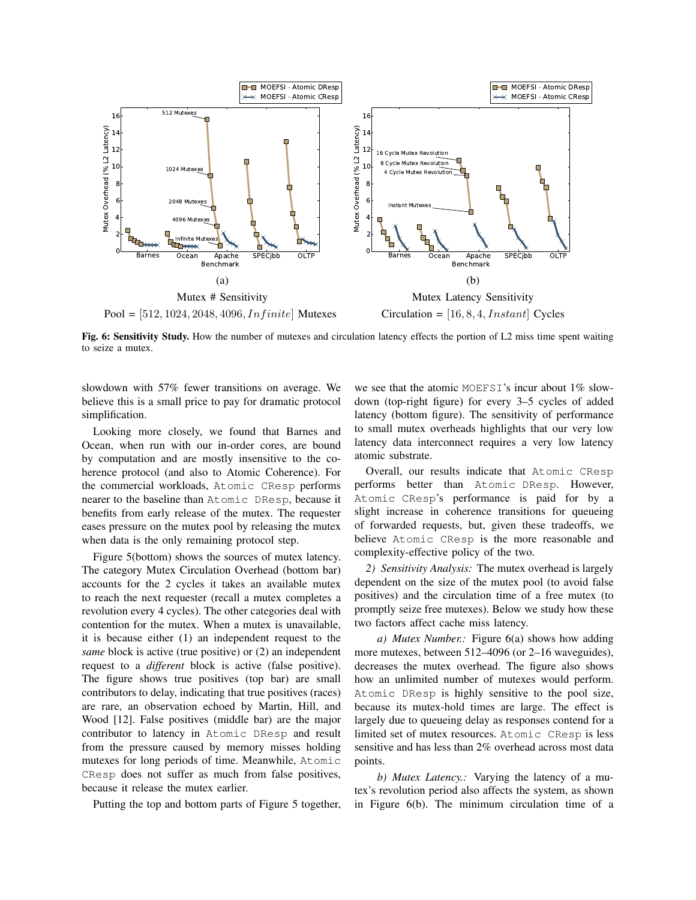(a)

Mutex # Sensitivity

Pool = $[512, 1024, 2048, 4096, Infinite]$ Mutexes

(b)

Mutex Latency Sensitivity

Circulation = $[16, 8, 4, Instant]$ Cycles

**Fig. 6: Sensitivity Study.** How the number of mutexes and circulation latency effects the portion of L2 miss time spent waiting to seize a mutex.

slowdown with 57% fewer transitions on average. We believe this is a small price to pay for dramatic protocol simplification.

Looking more closely, we found that Barnes and Ocean, when run with our in-order cores, are bound by computation and are mostly insensitive to the coherence protocol (and also to Atomic Coherence). For the commercial workloads, Atomic CResp performs nearer to the baseline than Atomic DResp, because it benefits from early release of the mutex. The requester eases pressure on the mutex pool by releasing the mutex when data is the only remaining protocol step.

Figure 5(bottom) shows the sources of mutex latency. The category Mutex Circulation Overhead (bottom bar) accounts for the 2 cycles it takes an available mutex to reach the next requester (recall a mutex completes a revolution every 4 cycles). The other categories deal with contention for the mutex. When a mutex is unavailable, it is because either (1) an independent request to the *same* block is active (true positive) or (2) an independent request to a *different* block is active (false positive). The figure shows true positives (top bar) are small contributors to delay, indicating that true positives (races) are rare, an observation echoed by Martin, Hill, and Wood [12]. False positives (middle bar) are the major contributor to latency in Atomic DResp and result from the pressure caused by memory misses holding mutexes for long periods of time. Meanwhile, Atomic CResp does not suffer as much from false positives, because it release the mutex earlier.

Putting the top and bottom parts of Figure 5 together, we see that the atomic MOEFSI's incur about 1% slowdown (top-right figure) for every 3–5 cycles of added latency (bottom figure). The sensitivity of performance to small mutex overheads highlights that our very low latency data interconnect requires a very low latency atomic substrate.

Overall, our results indicate that Atomic CResp performs better than Atomic DResp. However, Atomic CResp's performance is paid for by a slight increase in coherence transitions for queueing of forwarded requests, but, given these tradeoffs, we believe Atomic CResp is the more reasonable and complexity-effective policy of the two.

*2) Sensitivity Analysis:* The mutex overhead is largely dependent on the size of the mutex pool (to avoid false positives) and the circulation time of a free mutex (to promptly seize free mutexes). Below we study how these two factors affect cache miss latency.

*a) Mutex Number.:* Figure 6(a) shows how adding more mutexes, between 512–4096 (or 2–16 waveguides), decreases the mutex overhead. The figure also shows how an unlimited number of mutexes would perform. Atomic DResp is highly sensitive to the pool size, because its mutex-hold times are large. The effect is largely due to queueing delay as responses contend for a limited set of mutex resources. Atomic CResp is less sensitive and has less than 2% overhead across most data points.

*b) Mutex Latency.:* Varying the latency of a mutex's revolution period also affects the system, as shown in Figure 6(b). The minimum circulation time of a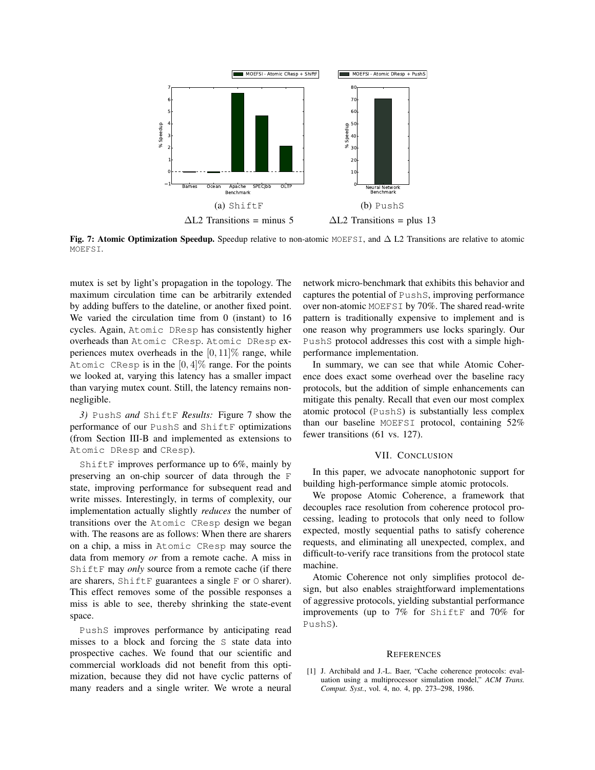(a) ShiftF

$\Delta$L2 Transitions = minus 5

(b) PushS

$\Delta$L2 Transitions = plus 13

**Fig. 7: Atomic Optimization Speedup.** Speedup relative to non-atomic MOEFSI, and $\Delta$ L2 Transitions are relative to atomic MOEFSI.

mutex is set by light's propagation in the topology. The maximum circulation time can be arbitrarily extended by adding buffers to the dateline, or another fixed point. We varied the circulation time from 0 (instant) to 16 cycles. Again, Atomic DResp has consistently higher overheads than Atomic CResp. Atomic DResp experiences mutex overheads in the $[0, 11]\%$ range, while Atomic CResp is in the $[0, 4]\%$ range. For the points we looked at, varying this latency has a smaller impact than varying mutex count. Still, the latency remains non-negligible.

*3) PushS and ShiftF Results:* Figure 7 show the performance of our PushS and ShiftF optimizations (from Section III-B and implemented as extensions to Atomic DResp and CResp).

ShiftF improves performance up to 6%, mainly by preserving an on-chip sourcer of data through the F state, improving performance for subsequent read and write misses. Interestingly, in terms of complexity, our implementation actually slightly *reduces* the number of transitions over the Atomic CResp design we began with. The reasons are as follows: When there are sharers on a chip, a miss in Atomic CResp may source the data from memory *or* from a remote cache. A miss in ShiftF may *only* source from a remote cache (if there are sharers, ShiftF guarantees a single F or O sharer). This effect removes some of the possible responses a miss is able to see, thereby shrinking the state-event space.

PushS improves performance by anticipating read misses to a block and forcing the S state data into prospective caches. We found that our scientific and commercial workloads did not benefit from this optimization, because they did not have cyclic patterns of many readers and a single writer. We wrote a neural network micro-benchmark that exhibits this behavior and captures the potential of PushS, improving performance over non-atomic MOEFSI by 70%. The shared read-write pattern is traditionally expensive to implement and is one reason why programmers use locks sparingly. Our PushS protocol addresses this cost with a simple high-performance implementation.

In summary, we can see that while Atomic Coherence does exact some overhead over the baseline racy protocols, but the addition of simple enhancements can mitigate this penalty. Recall that even our most complex atomic protocol (PushS) is substantially less complex than our baseline MOEFSI protocol, containing 52% fewer transitions (61 vs. 127).

## VII. Conclusion

In this paper, we advocate nanophotonic support for building high-performance simple atomic protocols.

We propose Atomic Coherence, a framework that decouples race resolution from coherence protocol processing, leading to protocols that only need to follow expected, mostly sequential paths to satisfy coherence requests, and eliminating all unexpected, complex, and difficult-to-verify race transitions from the protocol state machine.

Atomic Coherence not only simplifies protocol design, but also enables straightforward implementations of aggressive protocols, yielding substantial performance improvements (up to 7% for ShiftF and 70% for PushS).

## References

[1] J. Archibald and J.-L. Baer, "Cache coherence protocols: evaluation using a multiprocessor simulation model," *ACM Trans. Comput. Syst.*, vol. 4, no. 4, pp. 273–298, 1986.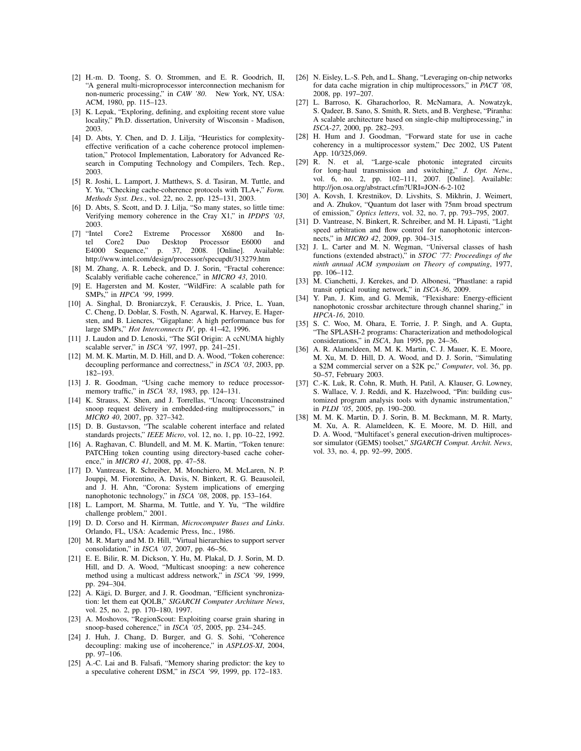[2] H.-m. D. Toong, S. O. Strommen, and E. R. Goodrich, II, "A general multi-microprocessor interconnection mechanism for non-numeric processing," in *CAW '80*. New York, NY, USA: ACM, 1980, pp. 115–123.

[3] K. Lepak, "Exploring, defining, and exploiting recent store value locality," Ph.D. dissertation, University of Wisconsin - Madison, 2003.

[4] D. Abts, Y. Chen, and D. J. Lilja, "Heuristics for complexity-effective verification of a cache coherence protocol implementation," Protocol Implementation, Laboratory for Advanced Research in Computing Technology and Compilers, Tech. Rep., 2003.

[5] R. Joshi, L. Lamport, J. Matthews, S. d. Tasiran, M. Tuttle, and Y. Yu, "Checking cache-coherence protocols with TLA+," *Form. Methods Syst. Des.*, vol. 22, no. 2, pp. 125–131, 2003.

[6] D. Abts, S. Scott, and D. J. Lilja, "So many states, so little time: Verifying memory coherence in the Cray X1," in *IPDPS '03*, 2003.

[7] "Intel Core2 Extreme Processor X6800 and Intel Core2 Duo Desktop Processor E6000 and E4000 Sequence," p. 37, 2008. [Online]. Available: http://www.intel.com/design/processor/specupdt/313279.htm

[8] M. Zhang, A. R. Lebeck, and D. J. Sorin, "Fractal coherence: Scalably verifiable cache coherence," in *MICRO 43*, 2010.

[9] E. Hagersten and M. Koster, "WildFire: A scalable path for SMPs," in *HPCA '99*, 1999.

[10] A. Singhal, D. Broniarczyk, F. Cerauskis, J. Price, L. Yuan, C. Cheng, D. Doblar, S. Fosth, N. Agarwal, K. Harvey, E. Hagersten, and B. Liencres, "Gigaplane: A high performance bus for large SMPs," *Hot Interconnects IV*, pp. 41–42, 1996.

[11] J. Laudon and D. Lenoski, "The SGI Origin: A ccNUMA highly scalable server," in *ISCA '97*, 1997, pp. 241–251.

[12] M. M. K. Martin, M. D. Hill, and D. A. Wood, "Token coherence: decoupling performance and correctness," in *ISCA '03*, 2003, pp. 182–193.

[13] J. R. Goodman, "Using cache memory to reduce processor-memory traffic," in *ISCA '83*, 1983, pp. 124–131.

[14] K. Strauss, X. Shen, and J. Torrellas, "Uncorq: Unconstrained snoop request delivery in embedded-ring multiprocessors," in *MICRO 40*, 2007, pp. 327–342.

[15] D. B. Gustavson, "The scalable coherent interface and related standards projects," *IEEE Micro*, vol. 12, no. 1, pp. 10–22, 1992.

[16] A. Raghavan, C. Blundell, and M. M. K. Martin, "Token tenure: PATCHing token counting using directory-based cache coherence," in *MICRO 41*, 2008, pp. 47–58.

[17] D. Vantrease, R. Schreiber, M. Monchiero, M. McLaren, N. P. Jouppi, M. Fiorentino, A. Davis, N. Binkert, R. G. Beausoleil, and J. H. Ahn, "Corona: System implications of emerging nanophotonic technology," in *ISCA '08*, 2008, pp. 153–164.

[18] L. Lamport, M. Sharma, M. Tuttle, and Y. Yu, "The wildfire challenge problem," 2001.

[19] D. D. Corso and H. Kirrman, *Microcomputer Buses and Links*. Orlando, FL, USA: Academic Press, Inc., 1986.

[20] M. R. Marty and M. D. Hill, "Virtual hierarchies to support server consolidation," in *ISCA '07*, 2007, pp. 46–56.

[21] E. E. Bilir, R. M. Dickson, Y. Hu, M. Plakal, D. J. Sorin, M. D. Hill, and D. A. Wood, "Multicast snooping: a new coherence method using a multicast address network," in *ISCA '99*, 1999, pp. 294–304.

[22] A. Kägi, D. Burger, and J. R. Goodman, "Efficient synchronization: let them eat QOLB," *SIGARCH Computer Architure News*, vol. 25, no. 2, pp. 170–180, 1997.

[23] A. Moshovos, "RegionScout: Exploiting coarse grain sharing in snoop-based coherence," in *ISCA '05*, 2005, pp. 234–245.

[24] J. Huh, J. Chang, D. Burger, and G. S. Sohi, "Coherence decoupling: making use of incoherence," in *ASPLOS-XI*, 2004, pp. 97–106.

[25] A.-C. Lai and B. Falsafi, "Memory sharing predictor: the key to a speculative coherent DSM," in *ISCA '99*, 1999, pp. 172–183.

[26] N. Eisley, L.-S. Peh, and L. Shang, "Leveraging on-chip networks for data cache migration in chip multiprocessors," in *PACT '08*, 2008, pp. 197–207.

[27] L. Barroso, K. Gharachorloo, R. McNamara, A. Nowatzyk, S. Qadeer, B. Sano, S. Smith, R. Stets, and B. Verghese, "Piranha: A scalable architecture based on single-chip multiprocessing," in *ISCA-27*, 2000, pp. 282–293.

[28] H. Hum and J. Goodman, "Forward state for use in cache coherency in a multiprocessor system," Dec 2002, US Patent App. 10/325,069.

[29] R. N. et al, "Large-scale photonic integrated circuits for long-haul transmission and switching," *J. Opt. Netw.*, vol. 6, no. 2, pp. 102–111, 2007. [Online]. Available: http://jon.osa.org/abstract.cfm?URI=JON-6-2-102

[30] A. Kovsh, I. Krestnikov, D. Livshits, S. Mikhrin, J. Weimert, and A. Zhukov, "Quantum dot laser with 75nm broad spectrum of emission," *Optics letters*, vol. 32, no. 7, pp. 793–795, 2007.

[31] D. Vantrease, N. Binkert, R. Schreiber, and M. H. Lipasti, "Light speed arbitration and flow control for nanophotonic interconnects," in *MICRO 42*, 2009, pp. 304–315.

[32] J. L. Carter and M. N. Wegman, "Universal classes of hash functions (extended abstract)," in *STOC '77: Proceedings of the ninth annual ACM symposium on Theory of computing*, 1977, pp. 106–112.

[33] M. Cianchetti, J. Kerekes, and D. Albonesi, "Phastlane: a rapid transit optical routing network," in *ISCA-36*, 2009.

[34] Y. Pan, J. Kim, and G. Memik, "Flexishare: Energy-efficient nanophotonic crossbar architecture through channel sharing," in *HPCA-16*, 2010.

[35] S. C. Woo, M. Ohara, E. Torrie, J. P. Singh, and A. Gupta, "The SPLASH-2 programs: Characterization and methodological considerations," in *ISCA*, Jun 1995, pp. 24–36.

[36] A. R. Alameldeen, M. M. K. Martin, C. J. Mauer, K. E. Moore, M. Xu, M. D. Hill, D. A. Wood, and D. J. Sorin, "Simulating a \$2M commercial server on a \$2K pc," *Computer*, vol. 36, pp. 50–57, February 2003.

[37] C.-K. Luk, R. Cohn, R. Muth, H. Patil, A. Klauser, G. Lowney, S. Wallace, V. J. Reddi, and K. Hazelwood, "Pin: building customized program analysis tools with dynamic instrumentation," in *PLDI '05*, 2005, pp. 190–200.

[38] M. M. K. Martin, D. J. Sorin, B. M. Beckmann, M. R. Marty, M. Xu, A. R. Alameldeen, K. E. Moore, M. D. Hill, and D. A. Wood, "Multifacet's general execution-driven multiprocessor simulator (GEMS) toolset," *SIGARCH Comput. Archit. News*, vol. 33, no. 4, pp. 92–99, 2005.